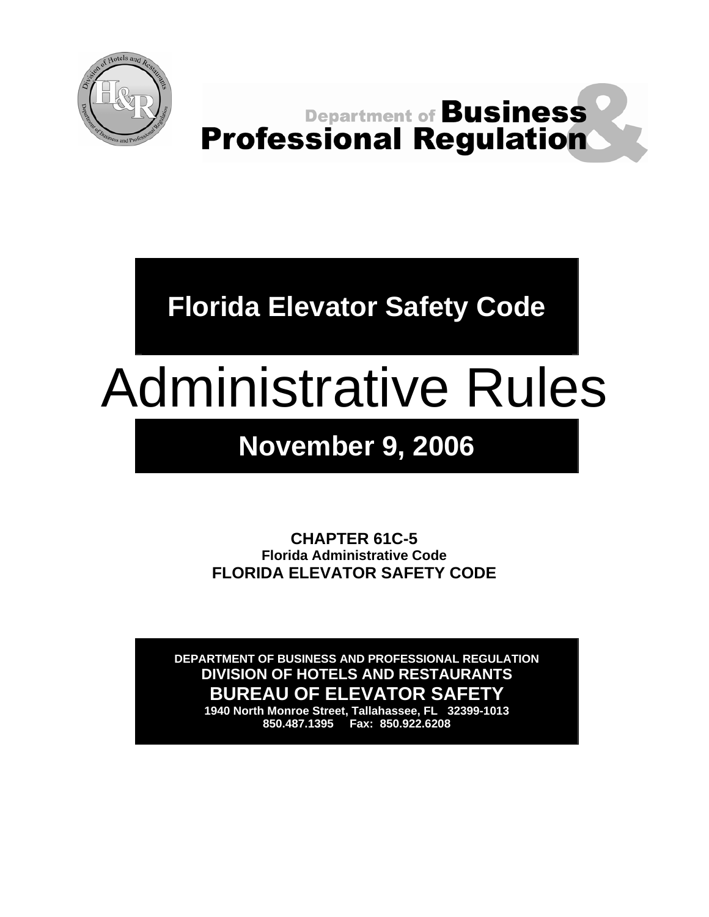Department of Business & Professional Regulation

# Florida Elevator Safety Code

# Administrative Rules

## November 9, 2006

**CHAPTER 61C-5**
**Florida Administrative Code**
**FLORIDA ELEVATOR SAFETY CODE**

**DEPARTMENT OF BUSINESS AND PROFESSIONAL REGULATION**
**DIVISION OF HOTELS AND RESTAURANTS**
**BUREAU OF ELEVATOR SAFETY**
**1940 North Monroe Street, Tallahassee, FL 32399-1013**
**850.487.1395 Fax: 850.922.6208**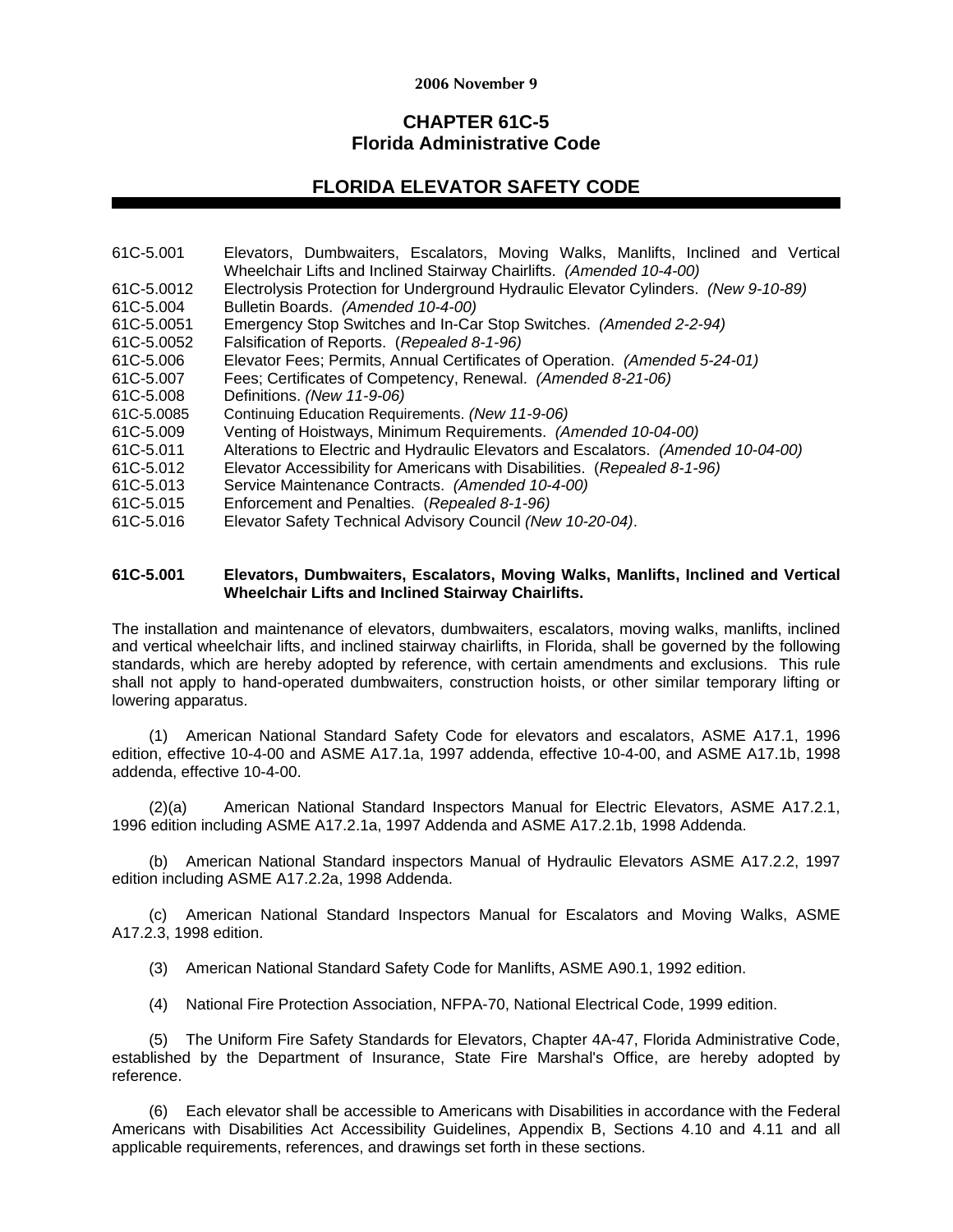2006 November 9

# CHAPTER 61C-5
# Florida Administrative Code

## FLORIDA ELEVATOR SAFETY CODE

| | |
|---|---|
| 61C-5.001 | Elevators, Dumbwaiters, Escalators, Moving Walks, Manlifts, Inclined and Vertical Wheelchair Lifts and Inclined Stairway Chairlifts. *(Amended 10-4-00)* |
| 61C-5.0012 | Electrolysis Protection for Underground Hydraulic Elevator Cylinders. *(New 9-10-89)* |
| 61C-5.004 | Bulletin Boards. *(Amended 10-4-00)* |
| 61C-5.0051 | Emergency Stop Switches and In-Car Stop Switches. *(Amended 2-2-94)* |
| 61C-5.0052 | Falsification of Reports. (*Repealed 8-1-96)* |
| 61C-5.006 | Elevator Fees; Permits, Annual Certificates of Operation. *(Amended 5-24-01)* |
| 61C-5.007 | Fees; Certificates of Competency, Renewal. *(Amended 8-21-06)* |
| 61C-5.008 | Definitions. *(New 11-9-06)* |
| 61C-5.0085 | Continuing Education Requirements. *(New 11-9-06)* |
| 61C-5.009 | Venting of Hoistways, Minimum Requirements. *(Amended 10-04-00)* |
| 61C-5.011 | Alterations to Electric and Hydraulic Elevators and Escalators. *(Amended 10-04-00)* |
| 61C-5.012 | Elevator Accessibility for Americans with Disabilities. (*Repealed 8-1-96)* |
| 61C-5.013 | Service Maintenance Contracts. *(Amended 10-4-00)* |
| 61C-5.015 | Enforcement and Penalties. (*Repealed 8-1-96)* |
| 61C-5.016 | Elevator Safety Technical Advisory Council *(New 10-20-04)*. |

### 61C-5.001 Elevators, Dumbwaiters, Escalators, Moving Walks, Manlifts, Inclined and Vertical Wheelchair Lifts and Inclined Stairway Chairlifts.

The installation and maintenance of elevators, dumbwaiters, escalators, moving walks, manlifts, inclined and vertical wheelchair lifts, and inclined stairway chairlifts, in Florida, shall be governed by the following standards, which are hereby adopted by reference, with certain amendments and exclusions. This rule shall not apply to hand-operated dumbwaiters, construction hoists, or other similar temporary lifting or lowering apparatus.

(1) American National Standard Safety Code for elevators and escalators, ASME A17.1, 1996 edition, effective 10-4-00 and ASME A17.1a, 1997 addenda, effective 10-4-00, and ASME A17.1b, 1998 addenda, effective 10-4-00.

(2)(a) American National Standard Inspectors Manual for Electric Elevators, ASME A17.2.1, 1996 edition including ASME A17.2.1a, 1997 Addenda and ASME A17.2.1b, 1998 Addenda.

(b) American National Standard inspectors Manual of Hydraulic Elevators ASME A17.2.2, 1997 edition including ASME A17.2.2a, 1998 Addenda.

(c) American National Standard Inspectors Manual for Escalators and Moving Walks, ASME A17.2.3, 1998 edition.

(3) American National Standard Safety Code for Manlifts, ASME A90.1, 1992 edition.

(4) National Fire Protection Association, NFPA-70, National Electrical Code, 1999 edition.

(5) The Uniform Fire Safety Standards for Elevators, Chapter 4A-47, Florida Administrative Code, established by the Department of Insurance, State Fire Marshal's Office, are hereby adopted by reference.

(6) Each elevator shall be accessible to Americans with Disabilities in accordance with the Federal Americans with Disabilities Act Accessibility Guidelines, Appendix B, Sections 4.10 and 4.11 and all applicable requirements, references, and drawings set forth in these sections.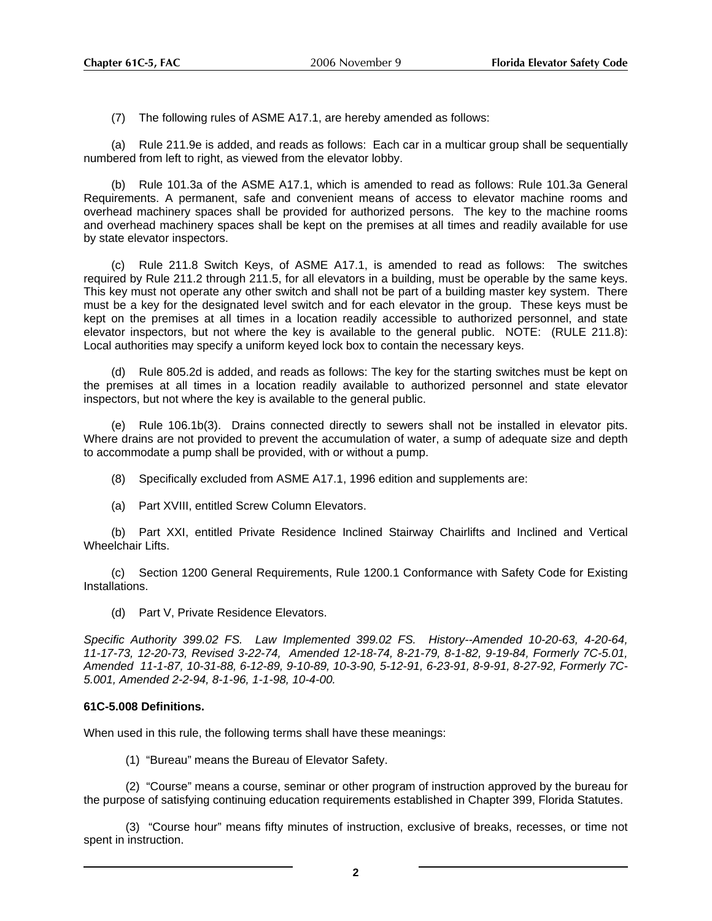(7) The following rules of ASME A17.1, are hereby amended as follows:

(a) Rule 211.9e is added, and reads as follows: Each car in a multicar group shall be sequentially numbered from left to right, as viewed from the elevator lobby.

(b) Rule 101.3a of the ASME A17.1, which is amended to read as follows: Rule 101.3a General Requirements. A permanent, safe and convenient means of access to elevator machine rooms and overhead machinery spaces shall be provided for authorized persons. The key to the machine rooms and overhead machinery spaces shall be kept on the premises at all times and readily available for use by state elevator inspectors.

(c) Rule 211.8 Switch Keys, of ASME A17.1, is amended to read as follows: The switches required by Rule 211.2 through 211.5, for all elevators in a building, must be operable by the same keys. This key must not operate any other switch and shall not be part of a building master key system. There must be a key for the designated level switch and for each elevator in the group. These keys must be kept on the premises at all times in a location readily accessible to authorized personnel, and state elevator inspectors, but not where the key is available to the general public. NOTE: (RULE 211.8): Local authorities may specify a uniform keyed lock box to contain the necessary keys.

(d) Rule 805.2d is added, and reads as follows: The key for the starting switches must be kept on the premises at all times in a location readily available to authorized personnel and state elevator inspectors, but not where the key is available to the general public.

(e) Rule 106.1b(3). Drains connected directly to sewers shall not be installed in elevator pits. Where drains are not provided to prevent the accumulation of water, a sump of adequate size and depth to accommodate a pump shall be provided, with or without a pump.

(8) Specifically excluded from ASME A17.1, 1996 edition and supplements are:

(a) Part XVIII, entitled Screw Column Elevators.

(b) Part XXI, entitled Private Residence Inclined Stairway Chairlifts and Inclined and Vertical Wheelchair Lifts.

(c) Section 1200 General Requirements, Rule 1200.1 Conformance with Safety Code for Existing Installations.

(d) Part V, Private Residence Elevators.

*Specific Authority 399.02 FS. Law Implemented 399.02 FS. History--Amended 10-20-63, 4-20-64, 11-17-73, 12-20-73, Revised 3-22-74, Amended 12-18-74, 8-21-79, 8-1-82, 9-19-84, Formerly 7C-5.01, Amended 11-1-87, 10-31-88, 6-12-89, 9-10-89, 10-3-90, 5-12-91, 6-23-91, 8-9-91, 8-27-92, Formerly 7C-5.001, Amended 2-2-94, 8-1-96, 1-1-98, 10-4-00.*

**61C-5.008 Definitions.**

When used in this rule, the following terms shall have these meanings:

(1) "Bureau" means the Bureau of Elevator Safety.

(2) "Course" means a course, seminar or other program of instruction approved by the bureau for the purpose of satisfying continuing education requirements established in Chapter 399, Florida Statutes.

(3) "Course hour" means fifty minutes of instruction, exclusive of breaks, recesses, or time not spent in instruction.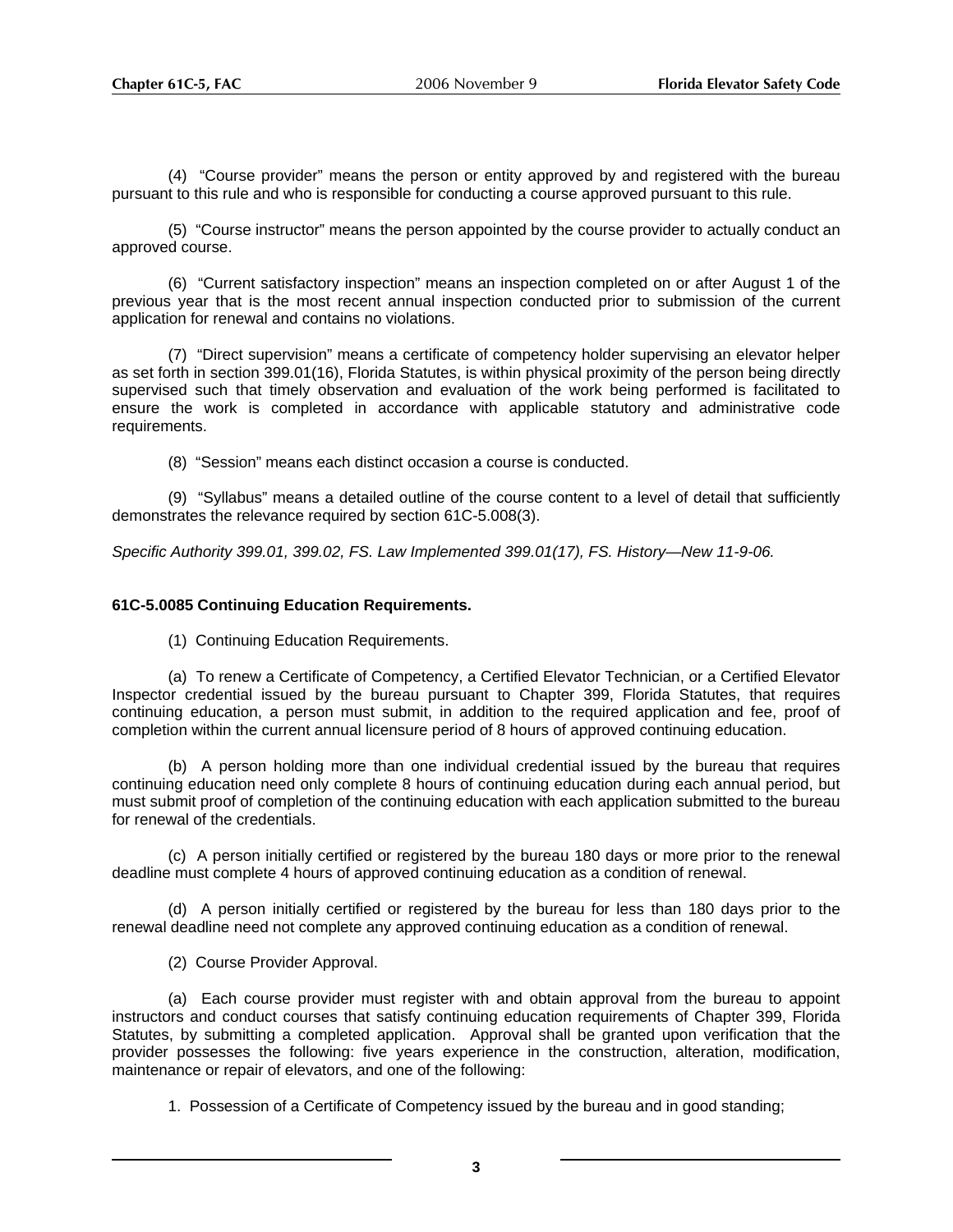(4) "Course provider" means the person or entity approved by and registered with the bureau pursuant to this rule and who is responsible for conducting a course approved pursuant to this rule.

(5) "Course instructor" means the person appointed by the course provider to actually conduct an approved course.

(6) "Current satisfactory inspection" means an inspection completed on or after August 1 of the previous year that is the most recent annual inspection conducted prior to submission of the current application for renewal and contains no violations.

(7) "Direct supervision" means a certificate of competency holder supervising an elevator helper as set forth in section 399.01(16), Florida Statutes, is within physical proximity of the person being directly supervised such that timely observation and evaluation of the work being performed is facilitated to ensure the work is completed in accordance with applicable statutory and administrative code requirements.

(8) "Session" means each distinct occasion a course is conducted.

(9) "Syllabus" means a detailed outline of the course content to a level of detail that sufficiently demonstrates the relevance required by section 61C-5.008(3).

*Specific Authority 399.01, 399.02, FS. Law Implemented 399.01(17), FS. History—New 11-9-06.*

**61C-5.0085 Continuing Education Requirements.**

(1) Continuing Education Requirements.

(a) To renew a Certificate of Competency, a Certified Elevator Technician, or a Certified Elevator Inspector credential issued by the bureau pursuant to Chapter 399, Florida Statutes, that requires continuing education, a person must submit, in addition to the required application and fee, proof of completion within the current annual licensure period of 8 hours of approved continuing education.

(b) A person holding more than one individual credential issued by the bureau that requires continuing education need only complete 8 hours of continuing education during each annual period, but must submit proof of completion of the continuing education with each application submitted to the bureau for renewal of the credentials.

(c) A person initially certified or registered by the bureau 180 days or more prior to the renewal deadline must complete 4 hours of approved continuing education as a condition of renewal.

(d) A person initially certified or registered by the bureau for less than 180 days prior to the renewal deadline need not complete any approved continuing education as a condition of renewal.

(2) Course Provider Approval.

(a) Each course provider must register with and obtain approval from the bureau to appoint instructors and conduct courses that satisfy continuing education requirements of Chapter 399, Florida Statutes, by submitting a completed application. Approval shall be granted upon verification that the provider possesses the following: five years experience in the construction, alteration, modification, maintenance or repair of elevators, and one of the following:

1. Possession of a Certificate of Competency issued by the bureau and in good standing;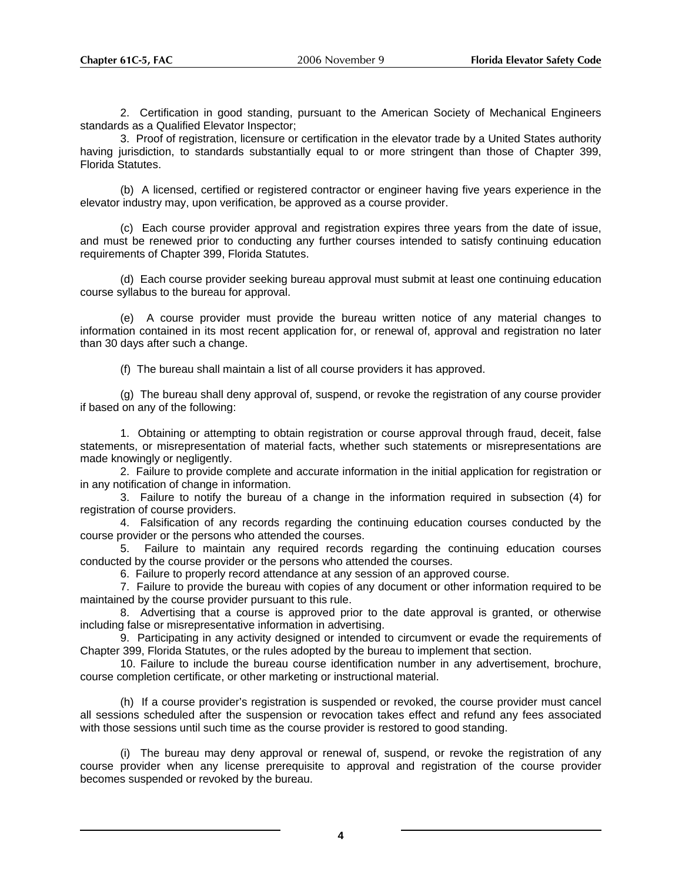2. Certification in good standing, pursuant to the American Society of Mechanical Engineers standards as a Qualified Elevator Inspector;

3. Proof of registration, licensure or certification in the elevator trade by a United States authority having jurisdiction, to standards substantially equal to or more stringent than those of Chapter 399, Florida Statutes.

(b) A licensed, certified or registered contractor or engineer having five years experience in the elevator industry may, upon verification, be approved as a course provider.

(c) Each course provider approval and registration expires three years from the date of issue, and must be renewed prior to conducting any further courses intended to satisfy continuing education requirements of Chapter 399, Florida Statutes.

(d) Each course provider seeking bureau approval must submit at least one continuing education course syllabus to the bureau for approval.

(e) A course provider must provide the bureau written notice of any material changes to information contained in its most recent application for, or renewal of, approval and registration no later than 30 days after such a change.

(f) The bureau shall maintain a list of all course providers it has approved.

(g) The bureau shall deny approval of, suspend, or revoke the registration of any course provider if based on any of the following:

1. Obtaining or attempting to obtain registration or course approval through fraud, deceit, false statements, or misrepresentation of material facts, whether such statements or misrepresentations are made knowingly or negligently.

2. Failure to provide complete and accurate information in the initial application for registration or in any notification of change in information.

3. Failure to notify the bureau of a change in the information required in subsection (4) for registration of course providers.

4. Falsification of any records regarding the continuing education courses conducted by the course provider or the persons who attended the courses.

5. Failure to maintain any required records regarding the continuing education courses conducted by the course provider or the persons who attended the courses.

6. Failure to properly record attendance at any session of an approved course.

7. Failure to provide the bureau with copies of any document or other information required to be maintained by the course provider pursuant to this rule.

8. Advertising that a course is approved prior to the date approval is granted, or otherwise including false or misrepresentative information in advertising.

9. Participating in any activity designed or intended to circumvent or evade the requirements of Chapter 399, Florida Statutes, or the rules adopted by the bureau to implement that section.

10. Failure to include the bureau course identification number in any advertisement, brochure, course completion certificate, or other marketing or instructional material.

(h) If a course provider's registration is suspended or revoked, the course provider must cancel all sessions scheduled after the suspension or revocation takes effect and refund any fees associated with those sessions until such time as the course provider is restored to good standing.

(i) The bureau may deny approval or renewal of, suspend, or revoke the registration of any course provider when any license prerequisite to approval and registration of the course provider becomes suspended or revoked by the bureau.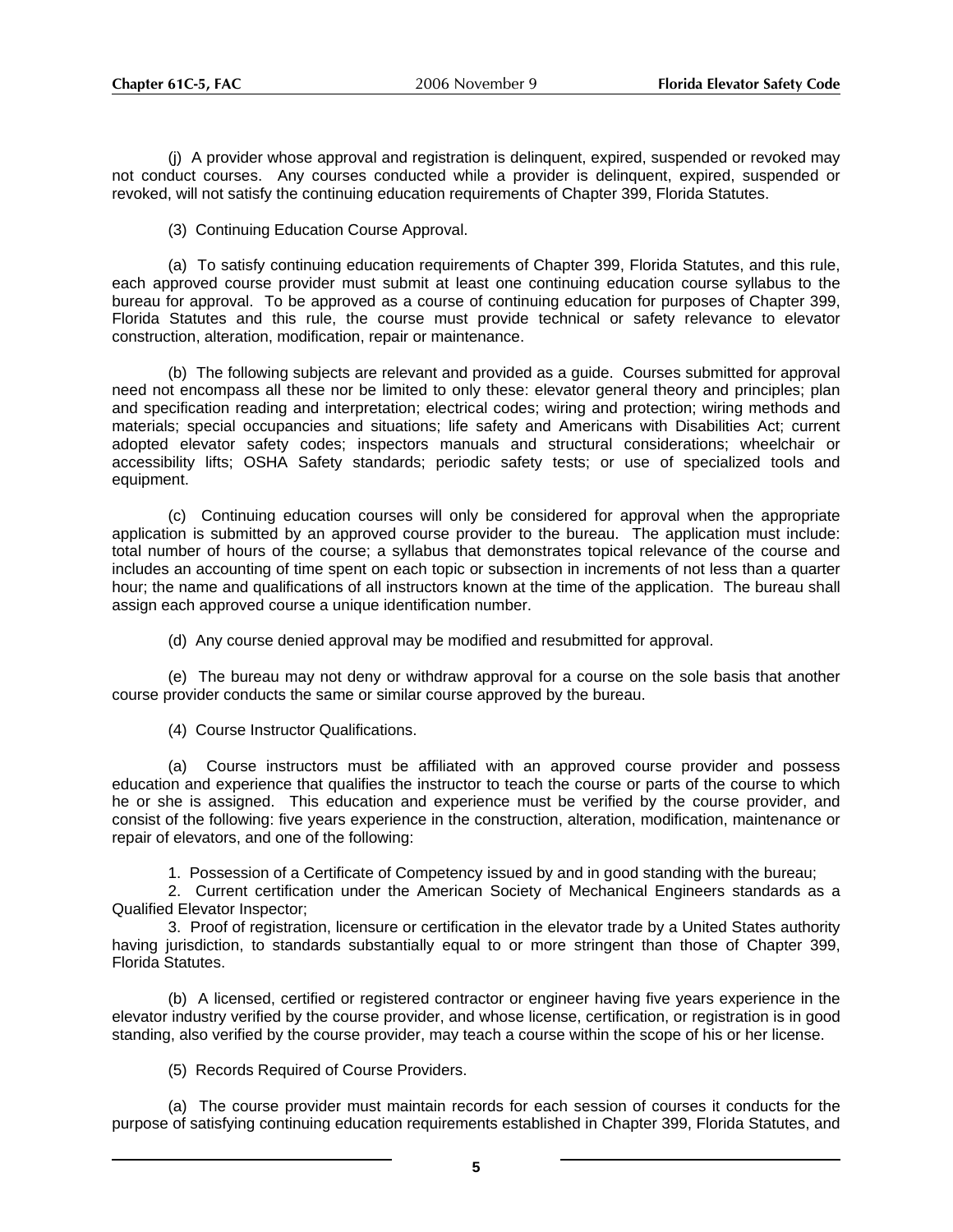(j) A provider whose approval and registration is delinquent, expired, suspended or revoked may not conduct courses. Any courses conducted while a provider is delinquent, expired, suspended or revoked, will not satisfy the continuing education requirements of Chapter 399, Florida Statutes.

(3) Continuing Education Course Approval.

(a) To satisfy continuing education requirements of Chapter 399, Florida Statutes, and this rule, each approved course provider must submit at least one continuing education course syllabus to the bureau for approval. To be approved as a course of continuing education for purposes of Chapter 399, Florida Statutes and this rule, the course must provide technical or safety relevance to elevator construction, alteration, modification, repair or maintenance.

(b) The following subjects are relevant and provided as a guide. Courses submitted for approval need not encompass all these nor be limited to only these: elevator general theory and principles; plan and specification reading and interpretation; electrical codes; wiring and protection; wiring methods and materials; special occupancies and situations; life safety and Americans with Disabilities Act; current adopted elevator safety codes; inspectors manuals and structural considerations; wheelchair or accessibility lifts; OSHA Safety standards; periodic safety tests; or use of specialized tools and equipment.

(c) Continuing education courses will only be considered for approval when the appropriate application is submitted by an approved course provider to the bureau. The application must include: total number of hours of the course; a syllabus that demonstrates topical relevance of the course and includes an accounting of time spent on each topic or subsection in increments of not less than a quarter hour; the name and qualifications of all instructors known at the time of the application. The bureau shall assign each approved course a unique identification number.

(d) Any course denied approval may be modified and resubmitted for approval.

(e) The bureau may not deny or withdraw approval for a course on the sole basis that another course provider conducts the same or similar course approved by the bureau.

(4) Course Instructor Qualifications.

(a) Course instructors must be affiliated with an approved course provider and possess education and experience that qualifies the instructor to teach the course or parts of the course to which he or she is assigned. This education and experience must be verified by the course provider, and consist of the following: five years experience in the construction, alteration, modification, maintenance or repair of elevators, and one of the following:

1. Possession of a Certificate of Competency issued by and in good standing with the bureau;
2. Current certification under the American Society of Mechanical Engineers standards as a Qualified Elevator Inspector;
3. Proof of registration, licensure or certification in the elevator trade by a United States authority having jurisdiction, to standards substantially equal to or more stringent than those of Chapter 399, Florida Statutes.

(b) A licensed, certified or registered contractor or engineer having five years experience in the elevator industry verified by the course provider, and whose license, certification, or registration is in good standing, also verified by the course provider, may teach a course within the scope of his or her license.

(5) Records Required of Course Providers.

(a) The course provider must maintain records for each session of courses it conducts for the purpose of satisfying continuing education requirements established in Chapter 399, Florida Statutes, and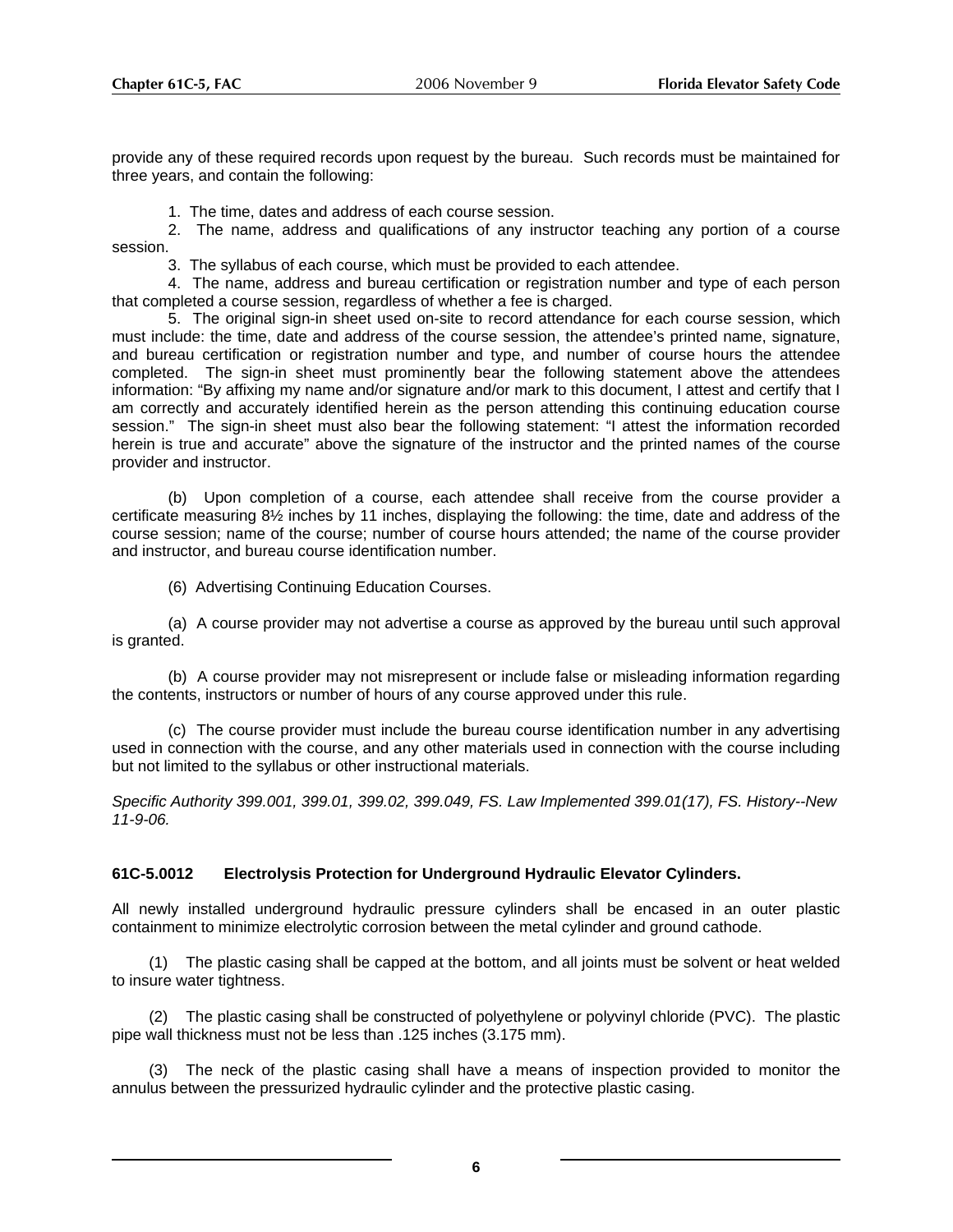provide any of these required records upon request by the bureau. Such records must be maintained for three years, and contain the following:

1. The time, dates and address of each course session.
2. The name, address and qualifications of any instructor teaching any portion of a course session.
3. The syllabus of each course, which must be provided to each attendee.
4. The name, address and bureau certification or registration number and type of each person that completed a course session, regardless of whether a fee is charged.
5. The original sign-in sheet used on-site to record attendance for each course session, which must include: the time, date and address of the course session, the attendee's printed name, signature, and bureau certification or registration number and type, and number of course hours the attendee completed. The sign-in sheet must prominently bear the following statement above the attendees information: "By affixing my name and/or signature and/or mark to this document, I attest and certify that I am correctly and accurately identified herein as the person attending this continuing education course session." The sign-in sheet must also bear the following statement: "I attest the information recorded herein is true and accurate" above the signature of the instructor and the printed names of the course provider and instructor.

(b) Upon completion of a course, each attendee shall receive from the course provider a certificate measuring 8½ inches by 11 inches, displaying the following: the time, date and address of the course session; name of the course; number of course hours attended; the name of the course provider and instructor, and bureau course identification number.

(6) Advertising Continuing Education Courses.

(a) A course provider may not advertise a course as approved by the bureau until such approval is granted.

(b) A course provider may not misrepresent or include false or misleading information regarding the contents, instructors or number of hours of any course approved under this rule.

(c) The course provider must include the bureau course identification number in any advertising used in connection with the course, and any other materials used in connection with the course including but not limited to the syllabus or other instructional materials.

*Specific Authority 399.001, 399.01, 399.02, 399.049, FS. Law Implemented 399.01(17), FS. History--New 11-9-06.*

**61C-5.0012 Electrolysis Protection for Underground Hydraulic Elevator Cylinders.**

All newly installed underground hydraulic pressure cylinders shall be encased in an outer plastic containment to minimize electrolytic corrosion between the metal cylinder and ground cathode.

(1) The plastic casing shall be capped at the bottom, and all joints must be solvent or heat welded to insure water tightness.

(2) The plastic casing shall be constructed of polyethylene or polyvinyl chloride (PVC). The plastic pipe wall thickness must not be less than .125 inches (3.175 mm).

(3) The neck of the plastic casing shall have a means of inspection provided to monitor the annulus between the pressurized hydraulic cylinder and the protective plastic casing.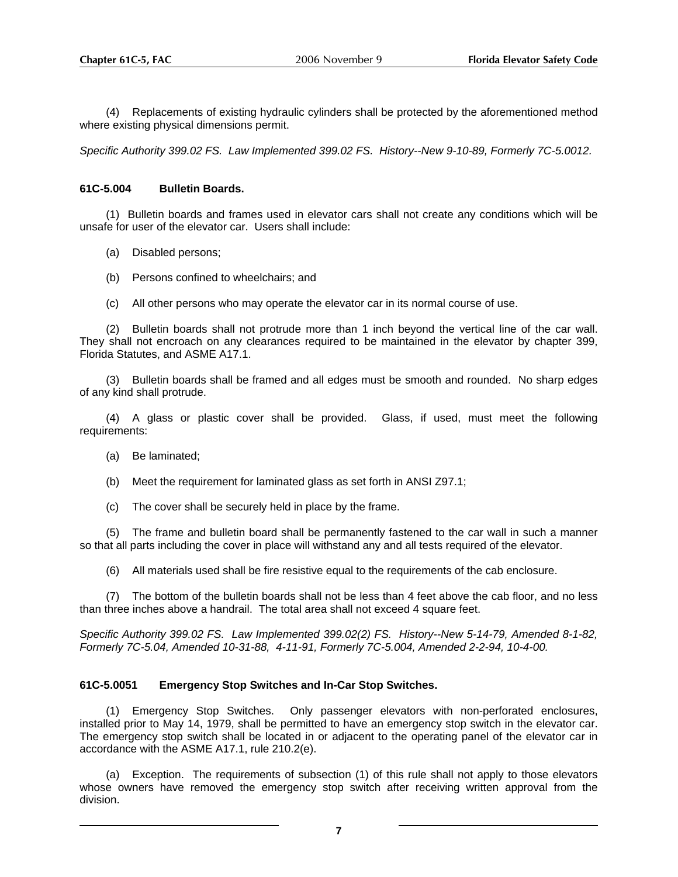(4) Replacements of existing hydraulic cylinders shall be protected by the aforementioned method where existing physical dimensions permit.

*Specific Authority 399.02 FS. Law Implemented 399.02 FS. History--New 9-10-89, Formerly 7C-5.0012.*

**61C-5.004 Bulletin Boards.**

(1) Bulletin boards and frames used in elevator cars shall not create any conditions which will be unsafe for user of the elevator car. Users shall include:

(a) Disabled persons;

(b) Persons confined to wheelchairs; and

(c) All other persons who may operate the elevator car in its normal course of use.

(2) Bulletin boards shall not protrude more than 1 inch beyond the vertical line of the car wall. They shall not encroach on any clearances required to be maintained in the elevator by chapter 399, Florida Statutes, and ASME A17.1.

(3) Bulletin boards shall be framed and all edges must be smooth and rounded. No sharp edges of any kind shall protrude.

(4) A glass or plastic cover shall be provided. Glass, if used, must meet the following requirements:

(a) Be laminated;

(b) Meet the requirement for laminated glass as set forth in ANSI Z97.1;

(c) The cover shall be securely held in place by the frame.

(5) The frame and bulletin board shall be permanently fastened to the car wall in such a manner so that all parts including the cover in place will withstand any and all tests required of the elevator.

(6) All materials used shall be fire resistive equal to the requirements of the cab enclosure.

(7) The bottom of the bulletin boards shall not be less than 4 feet above the cab floor, and no less than three inches above a handrail. The total area shall not exceed 4 square feet.

*Specific Authority 399.02 FS. Law Implemented 399.02(2) FS. History--New 5-14-79, Amended 8-1-82, Formerly 7C-5.04, Amended 10-31-88, 4-11-91, Formerly 7C-5.004, Amended 2-2-94, 10-4-00.*

**61C-5.0051 Emergency Stop Switches and In-Car Stop Switches.**

(1) Emergency Stop Switches. Only passenger elevators with non-perforated enclosures, installed prior to May 14, 1979, shall be permitted to have an emergency stop switch in the elevator car. The emergency stop switch shall be located in or adjacent to the operating panel of the elevator car in accordance with the ASME A17.1, rule 210.2(e).

(a) Exception. The requirements of subsection (1) of this rule shall not apply to those elevators whose owners have removed the emergency stop switch after receiving written approval from the division.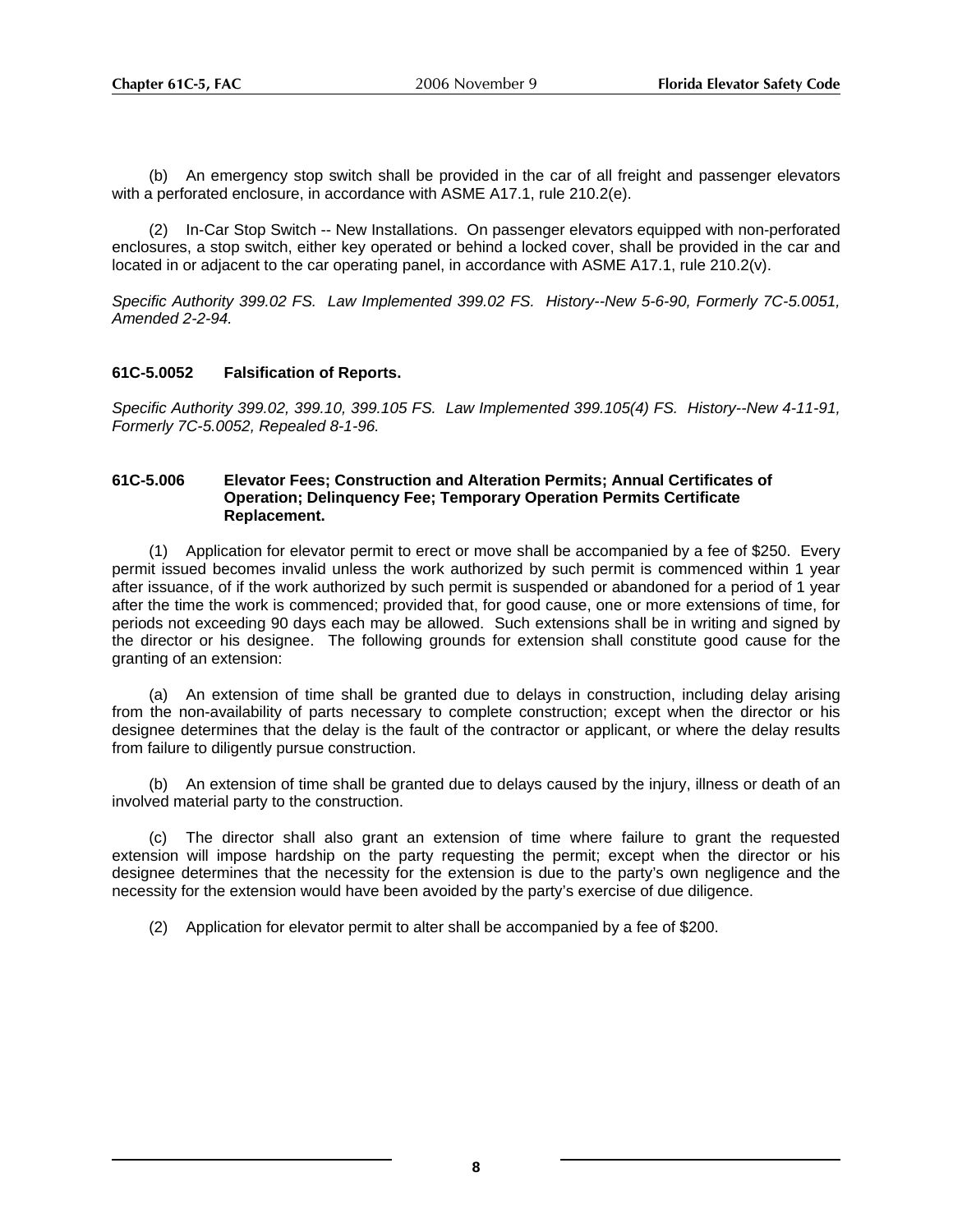(b) An emergency stop switch shall be provided in the car of all freight and passenger elevators with a perforated enclosure, in accordance with ASME A17.1, rule 210.2(e).

(2) In-Car Stop Switch -- New Installations. On passenger elevators equipped with non-perforated enclosures, a stop switch, either key operated or behind a locked cover, shall be provided in the car and located in or adjacent to the car operating panel, in accordance with ASME A17.1, rule 210.2(v).

*Specific Authority 399.02 FS. Law Implemented 399.02 FS. History--New 5-6-90, Formerly 7C-5.0051, Amended 2-2-94.*

### 61C-5.0052 Falsification of Reports.

*Specific Authority 399.02, 399.10, 399.105 FS. Law Implemented 399.105(4) FS. History--New 4-11-91, Formerly 7C-5.0052, Repealed 8-1-96.*

### 61C-5.006 Elevator Fees; Construction and Alteration Permits; Annual Certificates of Operation; Delinquency Fee; Temporary Operation Permits Certificate Replacement.

(1) Application for elevator permit to erect or move shall be accompanied by a fee of $250. Every permit issued becomes invalid unless the work authorized by such permit is commenced within 1 year after issuance, of if the work authorized by such permit is suspended or abandoned for a period of 1 year after the time the work is commenced; provided that, for good cause, one or more extensions of time, for periods not exceeding 90 days each may be allowed. Such extensions shall be in writing and signed by the director or his designee. The following grounds for extension shall constitute good cause for the granting of an extension:

(a) An extension of time shall be granted due to delays in construction, including delay arising from the non-availability of parts necessary to complete construction; except when the director or his designee determines that the delay is the fault of the contractor or applicant, or where the delay results from failure to diligently pursue construction.

(b) An extension of time shall be granted due to delays caused by the injury, illness or death of an involved material party to the construction.

(c) The director shall also grant an extension of time where failure to grant the requested extension will impose hardship on the party requesting the permit; except when the director or his designee determines that the necessity for the extension is due to the party's own negligence and the necessity for the extension would have been avoided by the party's exercise of due diligence.

(2) Application for elevator permit to alter shall be accompanied by a fee of $200.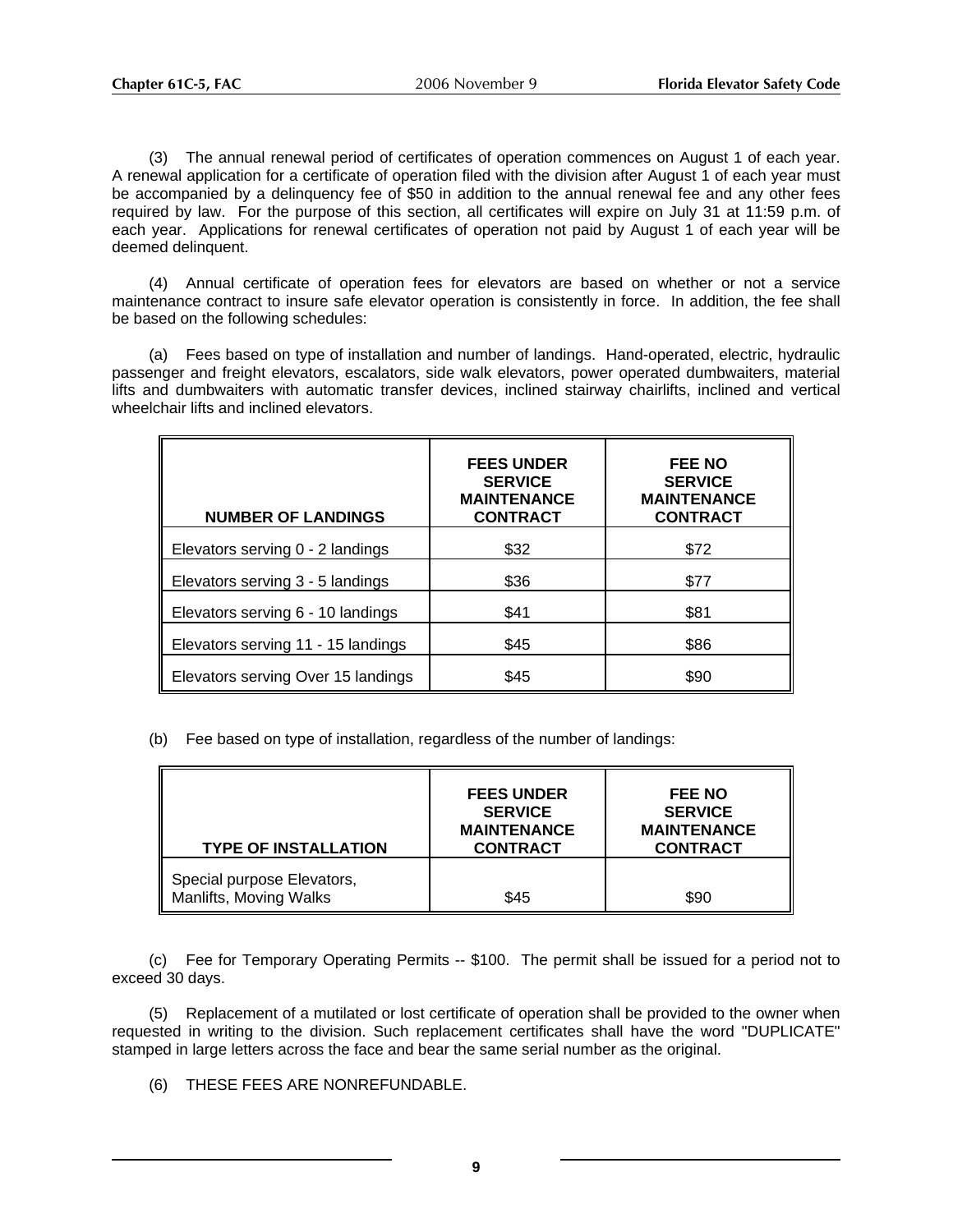(3) The annual renewal period of certificates of operation commences on August 1 of each year. A renewal application for a certificate of operation filed with the division after August 1 of each year must be accompanied by a delinquency fee of $50 in addition to the annual renewal fee and any other fees required by law. For the purpose of this section, all certificates will expire on July 31 at 11:59 p.m. of each year. Applications for renewal certificates of operation not paid by August 1 of each year will be deemed delinquent.

(4) Annual certificate of operation fees for elevators are based on whether or not a service maintenance contract to insure safe elevator operation is consistently in force. In addition, the fee shall be based on the following schedules:

(a) Fees based on type of installation and number of landings. Hand-operated, electric, hydraulic passenger and freight elevators, escalators, side walk elevators, power operated dumbwaiters, material lifts and dumbwaiters with automatic transfer devices, inclined stairway chairlifts, inclined and vertical wheelchair lifts and inclined elevators.

| NUMBER OF LANDINGS | FEES UNDER SERVICE MAINTENANCE CONTRACT | FEE NO SERVICE MAINTENANCE CONTRACT |
|---|---|---|
| Elevators serving 0 - 2 landings | $32 | $72 |
| Elevators serving 3 - 5 landings | $36 | $77 |
| Elevators serving 6 - 10 landings | $41 | $81 |
| Elevators serving 11 - 15 landings | $45 | $86 |
| Elevators serving Over 15 landings | $45 | $90 |

(b) Fee based on type of installation, regardless of the number of landings:

| TYPE OF INSTALLATION | FEES UNDER SERVICE MAINTENANCE CONTRACT | FEE NO SERVICE MAINTENANCE CONTRACT |
|---|---|---|
| Special purpose Elevators, Manlifts, Moving Walks | $45 | $90 |

(c) Fee for Temporary Operating Permits -- $100. The permit shall be issued for a period not to exceed 30 days.

(5) Replacement of a mutilated or lost certificate of operation shall be provided to the owner when requested in writing to the division. Such replacement certificates shall have the word "DUPLICATE" stamped in large letters across the face and bear the same serial number as the original.

(6) THESE FEES ARE NONREFUNDABLE.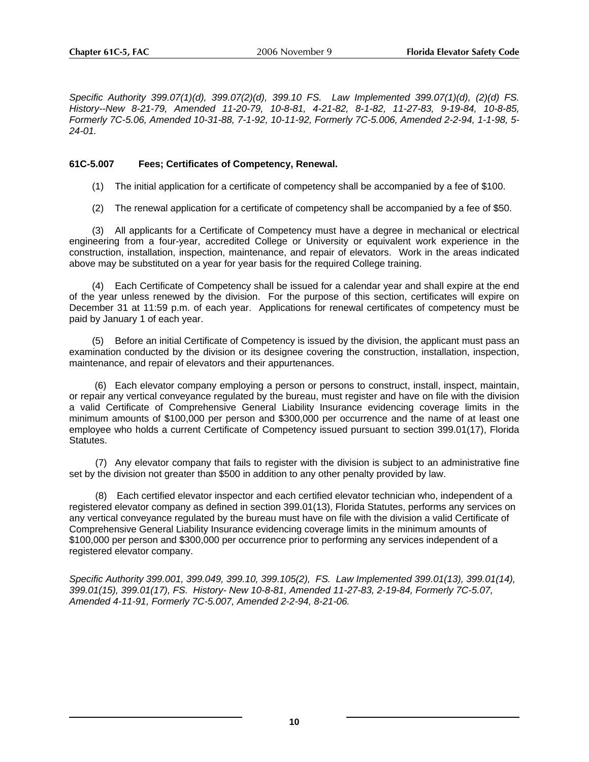*Specific Authority 399.07(1)(d), 399.07(2)(d), 399.10 FS. Law Implemented 399.07(1)(d), (2)(d) FS. History--New 8-21-79, Amended 11-20-79, 10-8-81, 4-21-82, 8-1-82, 11-27-83, 9-19-84, 10-8-85, Formerly 7C-5.06, Amended 10-31-88, 7-1-92, 10-11-92, Formerly 7C-5.006, Amended 2-2-94, 1-1-98, 5-24-01.*

### 61C-5.007 Fees; Certificates of Competency, Renewal.

(1) The initial application for a certificate of competency shall be accompanied by a fee of $100.

(2) The renewal application for a certificate of competency shall be accompanied by a fee of $50.

(3) All applicants for a Certificate of Competency must have a degree in mechanical or electrical engineering from a four-year, accredited College or University or equivalent work experience in the construction, installation, inspection, maintenance, and repair of elevators. Work in the areas indicated above may be substituted on a year for year basis for the required College training.

(4) Each Certificate of Competency shall be issued for a calendar year and shall expire at the end of the year unless renewed by the division. For the purpose of this section, certificates will expire on December 31 at 11:59 p.m. of each year. Applications for renewal certificates of competency must be paid by January 1 of each year.

(5) Before an initial Certificate of Competency is issued by the division, the applicant must pass an examination conducted by the division or its designee covering the construction, installation, inspection, maintenance, and repair of elevators and their appurtenances.

(6) Each elevator company employing a person or persons to construct, install, inspect, maintain, or repair any vertical conveyance regulated by the bureau, must register and have on file with the division a valid Certificate of Comprehensive General Liability Insurance evidencing coverage limits in the minimum amounts of $100,000 per person and $300,000 per occurrence and the name of at least one employee who holds a current Certificate of Competency issued pursuant to section 399.01(17), Florida Statutes.

(7) Any elevator company that fails to register with the division is subject to an administrative fine set by the division not greater than $500 in addition to any other penalty provided by law.

(8) Each certified elevator inspector and each certified elevator technician who, independent of a registered elevator company as defined in section 399.01(13), Florida Statutes, performs any services on any vertical conveyance regulated by the bureau must have on file with the division a valid Certificate of Comprehensive General Liability Insurance evidencing coverage limits in the minimum amounts of $100,000 per person and $300,000 per occurrence prior to performing any services independent of a registered elevator company.

*Specific Authority 399.001, 399.049, 399.10, 399.105(2), FS. Law Implemented 399.01(13), 399.01(14), 399.01(15), 399.01(17), FS. History- New 10-8-81, Amended 11-27-83, 2-19-84, Formerly 7C-5.07, Amended 4-11-91, Formerly 7C-5.007, Amended 2-2-94, 8-21-06.*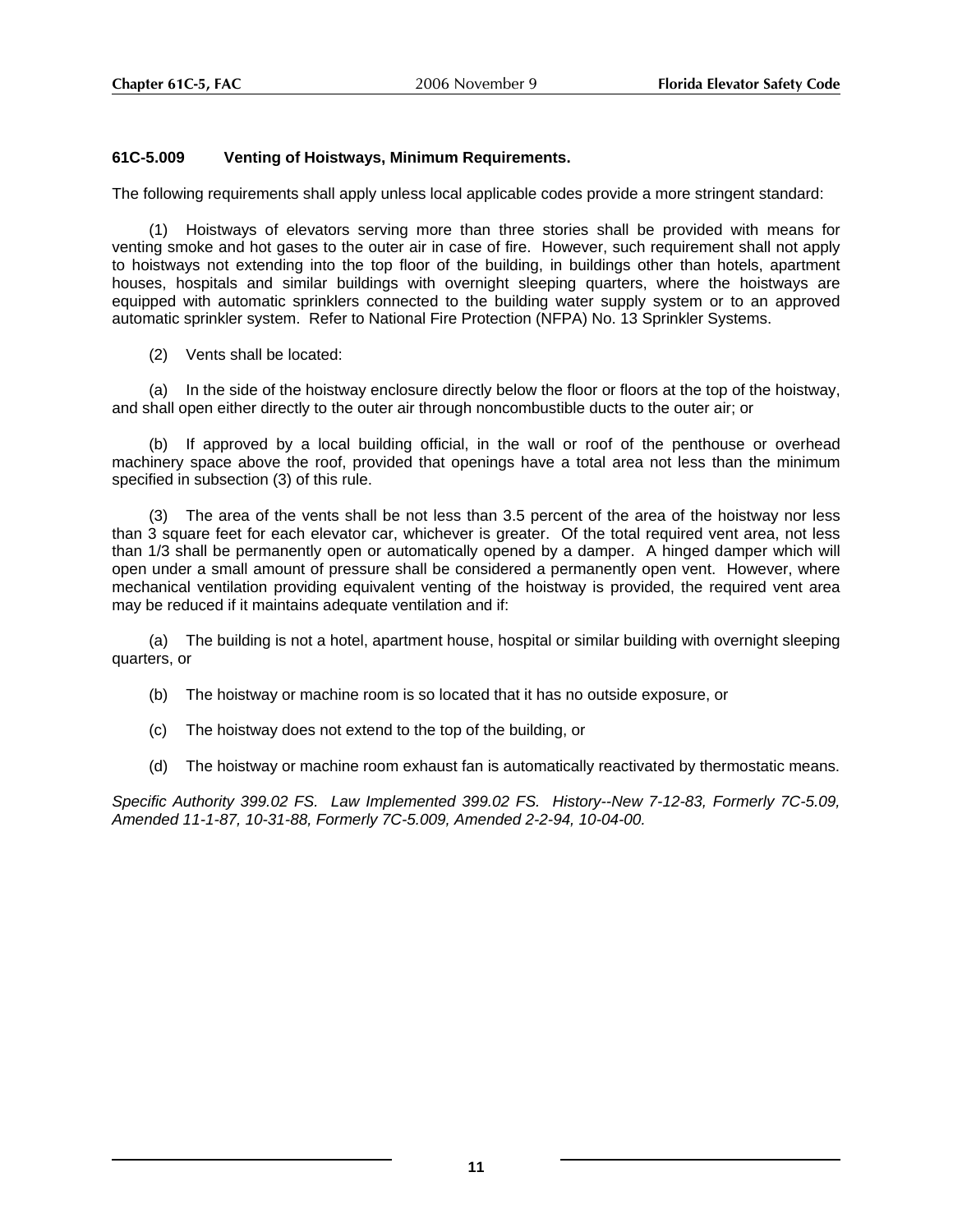**61C-5.009 Venting of Hoistways, Minimum Requirements.**

The following requirements shall apply unless local applicable codes provide a more stringent standard:

(1) Hoistways of elevators serving more than three stories shall be provided with means for venting smoke and hot gases to the outer air in case of fire. However, such requirement shall not apply to hoistways not extending into the top floor of the building, in buildings other than hotels, apartment houses, hospitals and similar buildings with overnight sleeping quarters, where the hoistways are equipped with automatic sprinklers connected to the building water supply system or to an approved automatic sprinkler system. Refer to National Fire Protection (NFPA) No. 13 Sprinkler Systems.

(2) Vents shall be located:

(a) In the side of the hoistway enclosure directly below the floor or floors at the top of the hoistway, and shall open either directly to the outer air through noncombustible ducts to the outer air; or

(b) If approved by a local building official, in the wall or roof of the penthouse or overhead machinery space above the roof, provided that openings have a total area not less than the minimum specified in subsection (3) of this rule.

(3) The area of the vents shall be not less than 3.5 percent of the area of the hoistway nor less than 3 square feet for each elevator car, whichever is greater. Of the total required vent area, not less than 1/3 shall be permanently open or automatically opened by a damper. A hinged damper which will open under a small amount of pressure shall be considered a permanently open vent. However, where mechanical ventilation providing equivalent venting of the hoistway is provided, the required vent area may be reduced if it maintains adequate ventilation and if:

(a) The building is not a hotel, apartment house, hospital or similar building with overnight sleeping quarters, or

(b) The hoistway or machine room is so located that it has no outside exposure, or

(c) The hoistway does not extend to the top of the building, or

(d) The hoistway or machine room exhaust fan is automatically reactivated by thermostatic means.

*Specific Authority 399.02 FS. Law Implemented 399.02 FS. History--New 7-12-83, Formerly 7C-5.09, Amended 11-1-87, 10-31-88, Formerly 7C-5.009, Amended 2-2-94, 10-04-00.*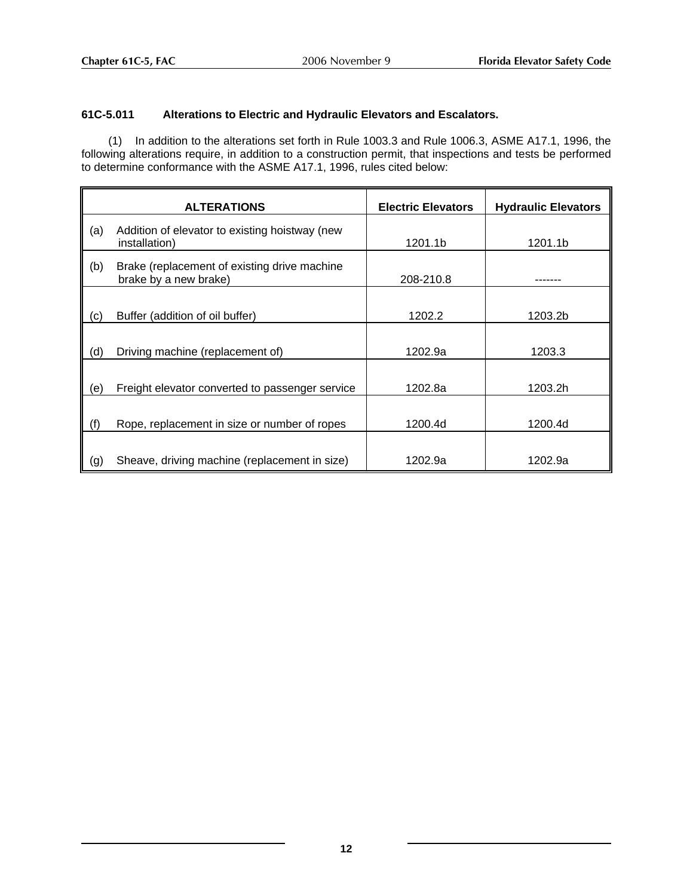### 61C-5.011 Alterations to Electric and Hydraulic Elevators and Escalators.

(1) In addition to the alterations set forth in Rule 1003.3 and Rule 1006.3, ASME A17.1, 1996, the following alterations require, in addition to a construction permit, that inspections and tests be performed to determine conformance with the ASME A17.1, 1996, rules cited below:

| ALTERATIONS | Electric Elevators | Hydraulic Elevators |
|---|---|---|
| (a) Addition of elevator to existing hoistway (new installation) | 1201.1b | 1201.1b |
| (b) Brake (replacement of existing drive machine brake by a new brake) | 208-210.8 | ------- |
| (c) Buffer (addition of oil buffer) | 1202.2 | 1203.2b |
| (d) Driving machine (replacement of) | 1202.9a | 1203.3 |
| (e) Freight elevator converted to passenger service | 1202.8a | 1203.2h |
| (f) Rope, replacement in size or number of ropes | 1200.4d | 1200.4d |
| (g) Sheave, driving machine (replacement in size) | 1202.9a | 1202.9a |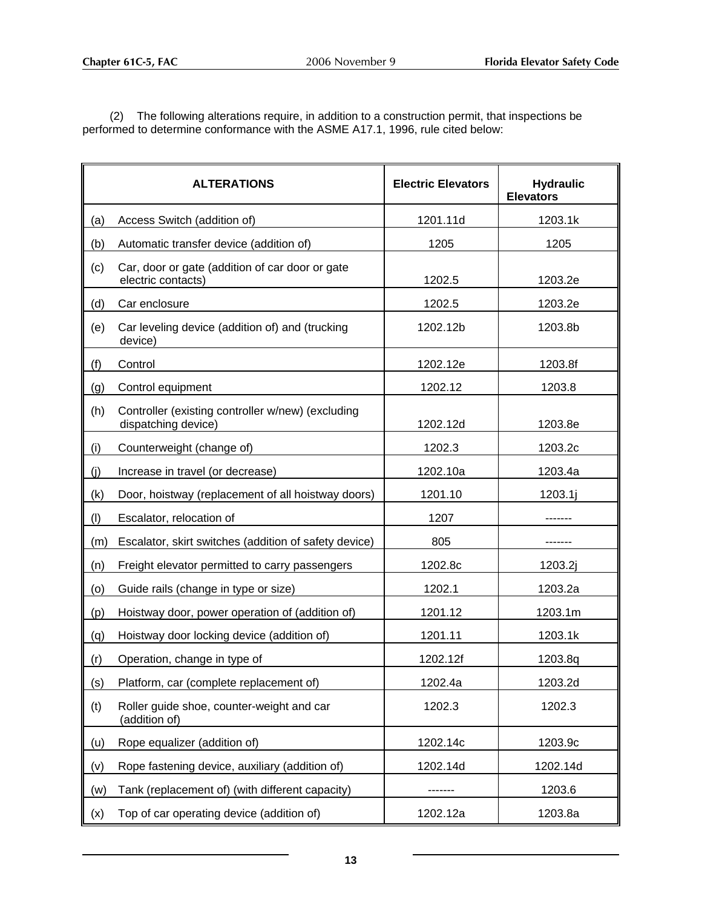(2) The following alterations require, in addition to a construction permit, that inspections be performed to determine conformance with the ASME A17.1, 1996, rule cited below:

| ALTERATIONS | Electric Elevators | Hydraulic Elevators |
|---|---|---|
| (a) Access Switch (addition of) | 1201.11d | 1203.1k |
| (b) Automatic transfer device (addition of) | 1205 | 1205 |
| (c) Car, door or gate (addition of car door or gate electric contacts) | 1202.5 | 1203.2e |
| (d) Car enclosure | 1202.5 | 1203.2e |
| (e) Car leveling device (addition of) and (trucking device) | 1202.12b | 1203.8b |
| (f) Control | 1202.12e | 1203.8f |
| (g) Control equipment | 1202.12 | 1203.8 |
| (h) Controller (existing controller w/new) (excluding dispatching device) | 1202.12d | 1203.8e |
| (i) Counterweight (change of) | 1202.3 | 1203.2c |
| (j) Increase in travel (or decrease) | 1202.10a | 1203.4a |
| (k) Door, hoistway (replacement of all hoistway doors) | 1201.10 | 1203.1j |
| (l) Escalator, relocation of | 1207 | ------- |
| (m) Escalator, skirt switches (addition of safety device) | 805 | ------- |
| (n) Freight elevator permitted to carry passengers | 1202.8c | 1203.2j |
| (o) Guide rails (change in type or size) | 1202.1 | 1203.2a |
| (p) Hoistway door, power operation of (addition of) | 1201.12 | 1203.1m |
| (q) Hoistway door locking device (addition of) | 1201.11 | 1203.1k |
| (r) Operation, change in type of | 1202.12f | 1203.8q |
| (s) Platform, car (complete replacement of) | 1202.4a | 1203.2d |
| (t) Roller guide shoe, counter-weight and car (addition of) | 1202.3 | 1202.3 |
| (u) Rope equalizer (addition of) | 1202.14c | 1203.9c |
| (v) Rope fastening device, auxiliary (addition of) | 1202.14d | 1202.14d |
| (w) Tank (replacement of) (with different capacity) | ------- | 1203.6 |
| (x) Top of car operating device (addition of) | 1202.12a | 1203.8a |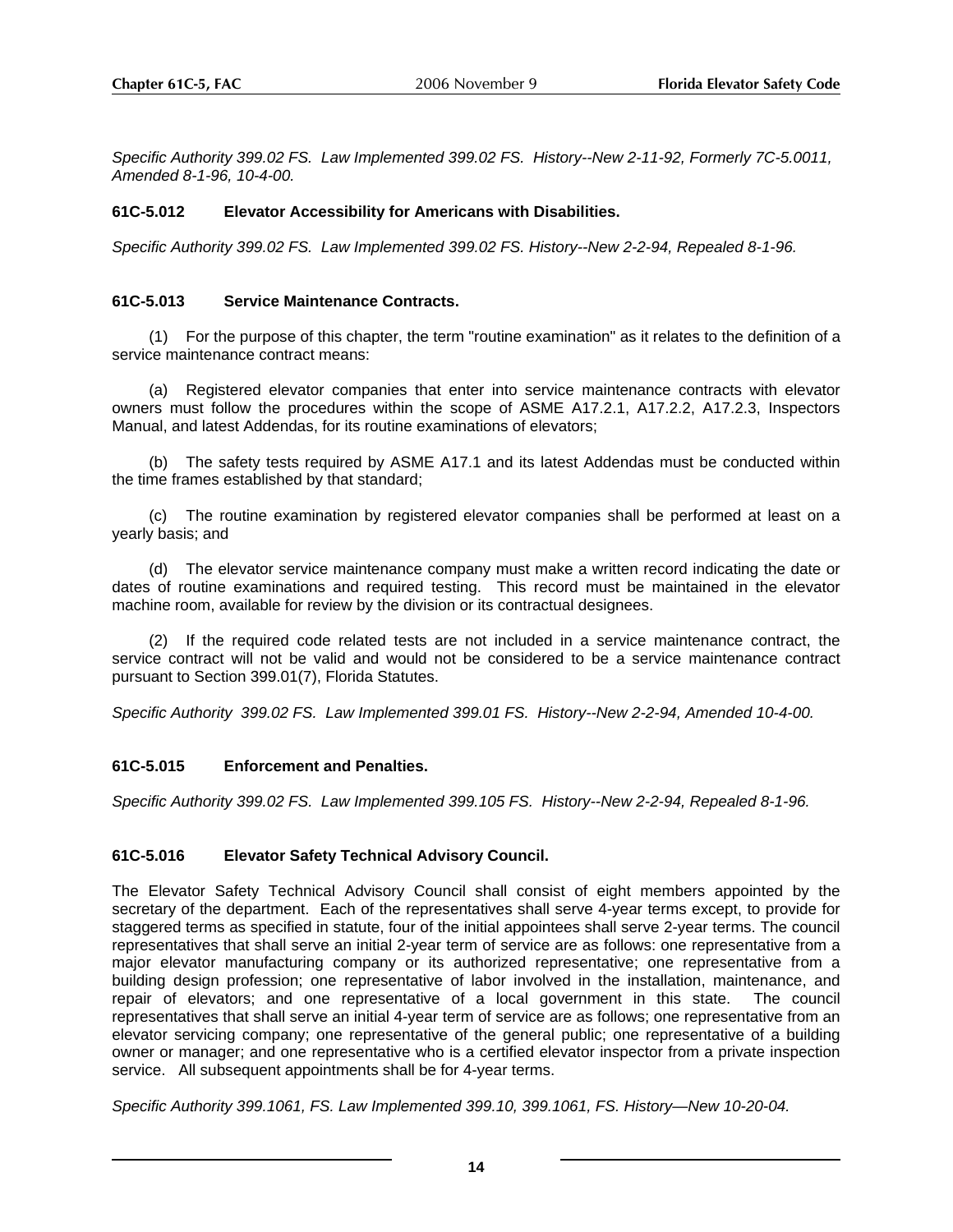*Specific Authority 399.02 FS. Law Implemented 399.02 FS. History--New 2-11-92, Formerly 7C-5.0011, Amended 8-1-96, 10-4-00.*

### 61C-5.012 Elevator Accessibility for Americans with Disabilities.

*Specific Authority 399.02 FS. Law Implemented 399.02 FS. History--New 2-2-94, Repealed 8-1-96.*

### 61C-5.013 Service Maintenance Contracts.

(1) For the purpose of this chapter, the term "routine examination" as it relates to the definition of a service maintenance contract means:

(a) Registered elevator companies that enter into service maintenance contracts with elevator owners must follow the procedures within the scope of ASME A17.2.1, A17.2.2, A17.2.3, Inspectors Manual, and latest Addendas, for its routine examinations of elevators;

(b) The safety tests required by ASME A17.1 and its latest Addendas must be conducted within the time frames established by that standard;

(c) The routine examination by registered elevator companies shall be performed at least on a yearly basis; and

(d) The elevator service maintenance company must make a written record indicating the date or dates of routine examinations and required testing. This record must be maintained in the elevator machine room, available for review by the division or its contractual designees.

(2) If the required code related tests are not included in a service maintenance contract, the service contract will not be valid and would not be considered to be a service maintenance contract pursuant to Section 399.01(7), Florida Statutes.

*Specific Authority 399.02 FS. Law Implemented 399.01 FS. History--New 2-2-94, Amended 10-4-00.*

### 61C-5.015 Enforcement and Penalties.

*Specific Authority 399.02 FS. Law Implemented 399.105 FS. History--New 2-2-94, Repealed 8-1-96.*

### 61C-5.016 Elevator Safety Technical Advisory Council.

The Elevator Safety Technical Advisory Council shall consist of eight members appointed by the secretary of the department. Each of the representatives shall serve 4-year terms except, to provide for staggered terms as specified in statute, four of the initial appointees shall serve 2-year terms. The council representatives that shall serve an initial 2-year term of service are as follows: one representative from a major elevator manufacturing company or its authorized representative; one representative from a building design profession; one representative of labor involved in the installation, maintenance, and repair of elevators; and one representative of a local government in this state. The council representatives that shall serve an initial 4-year term of service are as follows; one representative from an elevator servicing company; one representative of the general public; one representative of a building owner or manager; and one representative who is a certified elevator inspector from a private inspection service. All subsequent appointments shall be for 4-year terms.

*Specific Authority 399.1061, FS. Law Implemented 399.10, 399.1061, FS. History—New 10-20-04.*